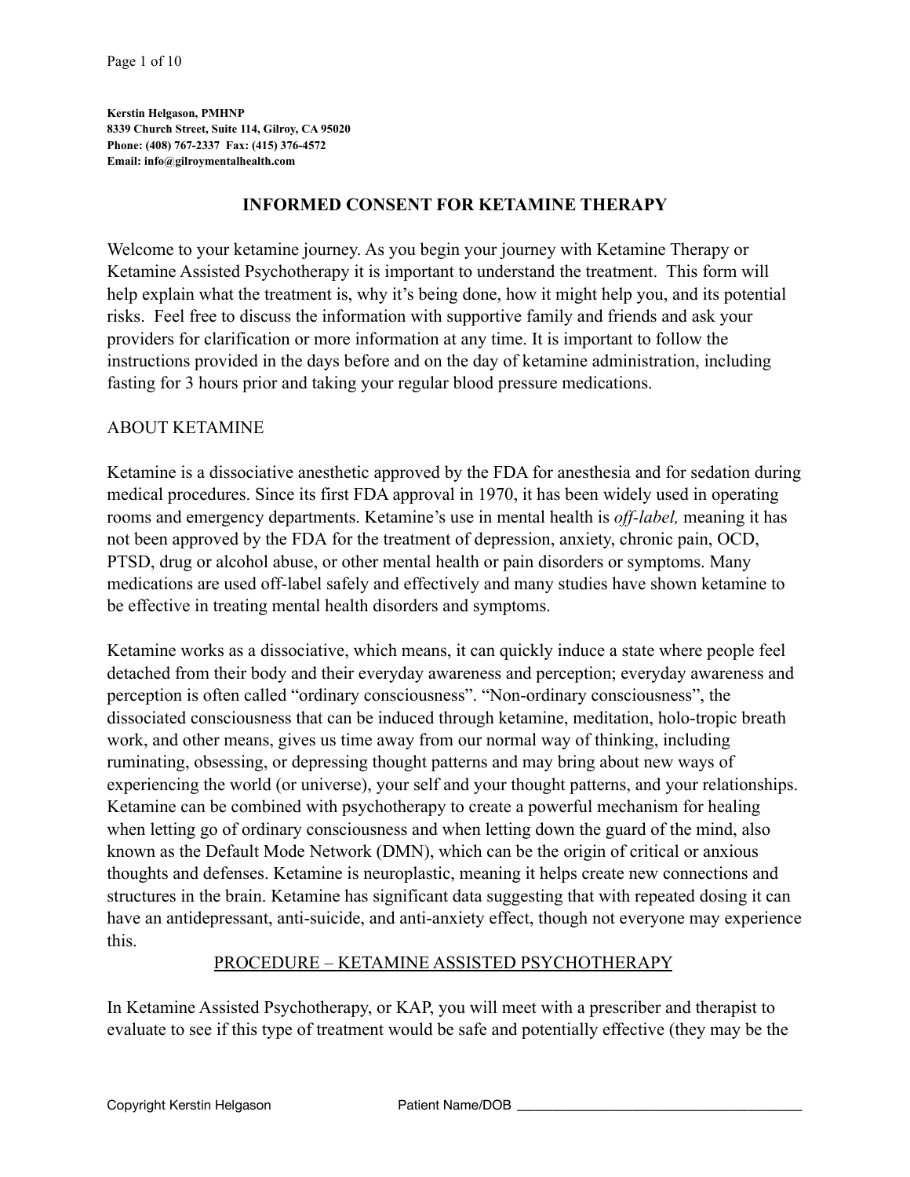**Kerstin Helgason, PMHNP**
**8339 Church Street, Suite 114, Gilroy, CA 95020**
**Phone: (408) 767-2337 Fax: (415) 376-4572**
**Email: info@gilroymentalhealth.com**

# INFORMED CONSENT FOR KETAMINE THERAPY

Welcome to your ketamine journey. As you begin your journey with Ketamine Therapy or Ketamine Assisted Psychotherapy it is important to understand the treatment. This form will help explain what the treatment is, why it's being done, how it might help you, and its potential risks. Feel free to discuss the information with supportive family and friends and ask your providers for clarification or more information at any time. It is important to follow the instructions provided in the days before and on the day of ketamine administration, including fasting for 3 hours prior and taking your regular blood pressure medications.

## ABOUT KETAMINE

Ketamine is a dissociative anesthetic approved by the FDA for anesthesia and for sedation during medical procedures. Since its first FDA approval in 1970, it has been widely used in operating rooms and emergency departments. Ketamine's use in mental health is *off-label,* meaning it has not been approved by the FDA for the treatment of depression, anxiety, chronic pain, OCD, PTSD, drug or alcohol abuse, or other mental health or pain disorders or symptoms. Many medications are used off-label safely and effectively and many studies have shown ketamine to be effective in treating mental health disorders and symptoms.

Ketamine works as a dissociative, which means, it can quickly induce a state where people feel detached from their body and their everyday awareness and perception; everyday awareness and perception is often called "ordinary consciousness". "Non-ordinary consciousness", the dissociated consciousness that can be induced through ketamine, meditation, holo-tropic breath work, and other means, gives us time away from our normal way of thinking, including ruminating, obsessing, or depressing thought patterns and may bring about new ways of experiencing the world (or universe), your self and your thought patterns, and your relationships. Ketamine can be combined with psychotherapy to create a powerful mechanism for healing when letting go of ordinary consciousness and when letting down the guard of the mind, also known as the Default Mode Network (DMN), which can be the origin of critical or anxious thoughts and defenses. Ketamine is neuroplastic, meaning it helps create new connections and structures in the brain. Ketamine has significant data suggesting that with repeated dosing it can have an antidepressant, anti-suicide, and anti-anxiety effect, though not everyone may experience this.

## PROCEDURE – KETAMINE ASSISTED PSYCHOTHERAPY

In Ketamine Assisted Psychotherapy, or KAP, you will meet with a prescriber and therapist to evaluate to see if this type of treatment would be safe and potentially effective (they may be the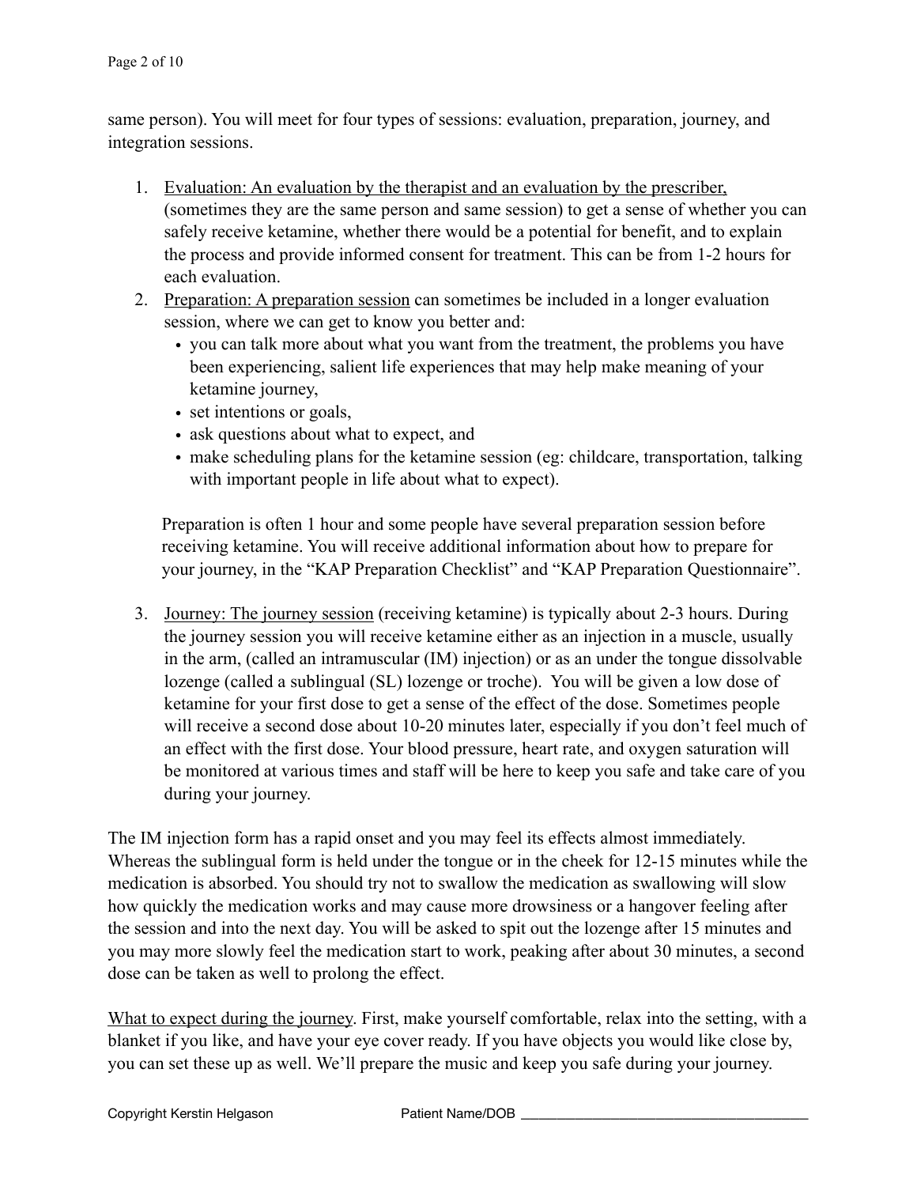same person). You will meet for four types of sessions: evaluation, preparation, journey, and integration sessions.

1. <u>Evaluation: An evaluation by the therapist and an evaluation by the prescriber,</u> (sometimes they are the same person and same session) to get a sense of whether you can safely receive ketamine, whether there would be a potential for benefit, and to explain the process and provide informed consent for treatment. This can be from 1-2 hours for each evaluation.
2. <u>Preparation: A preparation session</u> can sometimes be included in a longer evaluation session, where we can get to know you better and:
   - you can talk more about what you want from the treatment, the problems you have been experiencing, salient life experiences that may help make meaning of your ketamine journey,
   - set intentions or goals,
   - ask questions about what to expect, and
   - make scheduling plans for the ketamine session (eg: childcare, transportation, talking with important people in life about what to expect).

   Preparation is often 1 hour and some people have several preparation session before receiving ketamine. You will receive additional information about how to prepare for your journey, in the "KAP Preparation Checklist" and "KAP Preparation Questionnaire".

3. <u>Journey: The journey session</u> (receiving ketamine) is typically about 2-3 hours. During the journey session you will receive ketamine either as an injection in a muscle, usually in the arm, (called an intramuscular (IM) injection) or as an under the tongue dissolvable lozenge (called a sublingual (SL) lozenge or troche). You will be given a low dose of ketamine for your first dose to get a sense of the effect of the dose. Sometimes people will receive a second dose about 10-20 minutes later, especially if you don't feel much of an effect with the first dose. Your blood pressure, heart rate, and oxygen saturation will be monitored at various times and staff will be here to keep you safe and take care of you during your journey.

The IM injection form has a rapid onset and you may feel its effects almost immediately. Whereas the sublingual form is held under the tongue or in the cheek for 12-15 minutes while the medication is absorbed. You should try not to swallow the medication as swallowing will slow how quickly the medication works and may cause more drowsiness or a hangover feeling after the session and into the next day. You will be asked to spit out the lozenge after 15 minutes and you may more slowly feel the medication start to work, peaking after about 30 minutes, a second dose can be taken as well to prolong the effect.

<u>What to expect during the journey</u>. First, make yourself comfortable, relax into the setting, with a blanket if you like, and have your eye cover ready. If you have objects you would like close by, you can set these up as well. We'll prepare the music and keep you safe during your journey.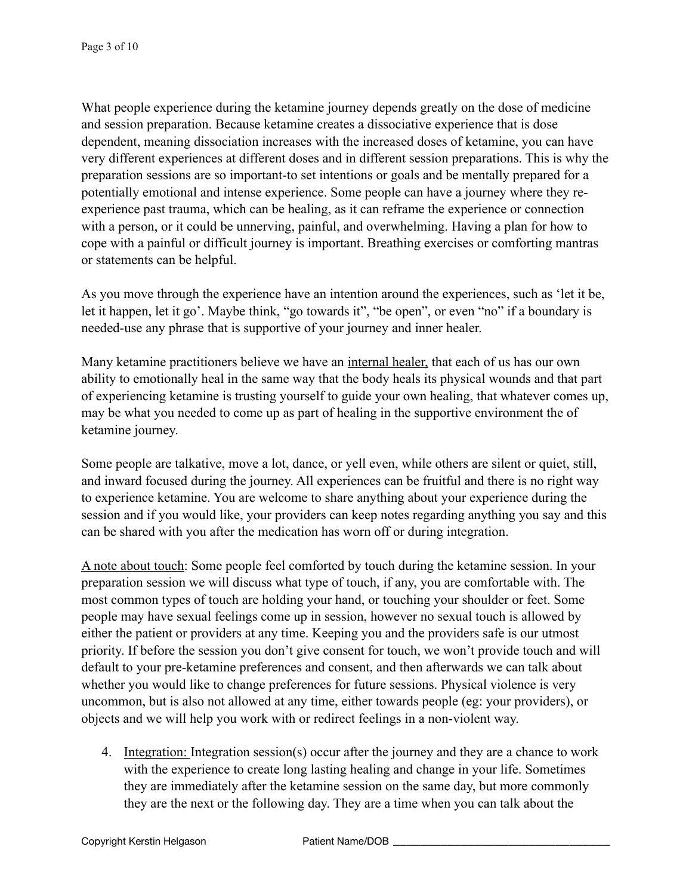What people experience during the ketamine journey depends greatly on the dose of medicine and session preparation. Because ketamine creates a dissociative experience that is dose dependent, meaning dissociation increases with the increased doses of ketamine, you can have very different experiences at different doses and in different session preparations. This is why the preparation sessions are so important-to set intentions or goals and be mentally prepared for a potentially emotional and intense experience. Some people can have a journey where they re-experience past trauma, which can be healing, as it can reframe the experience or connection with a person, or it could be unnerving, painful, and overwhelming. Having a plan for how to cope with a painful or difficult journey is important. Breathing exercises or comforting mantras or statements can be helpful.

As you move through the experience have an intention around the experiences, such as 'let it be, let it happen, let it go'. Maybe think, "go towards it", "be open", or even "no" if a boundary is needed-use any phrase that is supportive of your journey and inner healer.

Many ketamine practitioners believe we have an <u>internal healer,</u> that each of us has our own ability to emotionally heal in the same way that the body heals its physical wounds and that part of experiencing ketamine is trusting yourself to guide your own healing, that whatever comes up, may be what you needed to come up as part of healing in the supportive environment the of ketamine journey.

Some people are talkative, move a lot, dance, or yell even, while others are silent or quiet, still, and inward focused during the journey. All experiences can be fruitful and there is no right way to experience ketamine. You are welcome to share anything about your experience during the session and if you would like, your providers can keep notes regarding anything you say and this can be shared with you after the medication has worn off or during integration.

<u>A note about touch</u>: Some people feel comforted by touch during the ketamine session. In your preparation session we will discuss what type of touch, if any, you are comfortable with. The most common types of touch are holding your hand, or touching your shoulder or feet. Some people may have sexual feelings come up in session, however no sexual touch is allowed by either the patient or providers at any time. Keeping you and the providers safe is our utmost priority. If before the session you don't give consent for touch, we won't provide touch and will default to your pre-ketamine preferences and consent, and then afterwards we can talk about whether you would like to change preferences for future sessions. Physical violence is very uncommon, but is also not allowed at any time, either towards people (eg: your providers), or objects and we will help you work with or redirect feelings in a non-violent way.

4. <u>Integration:</u> Integration session(s) occur after the journey and they are a chance to work with the experience to create long lasting healing and change in your life. Sometimes they are immediately after the ketamine session on the same day, but more commonly they are the next or the following day. They are a time when you can talk about the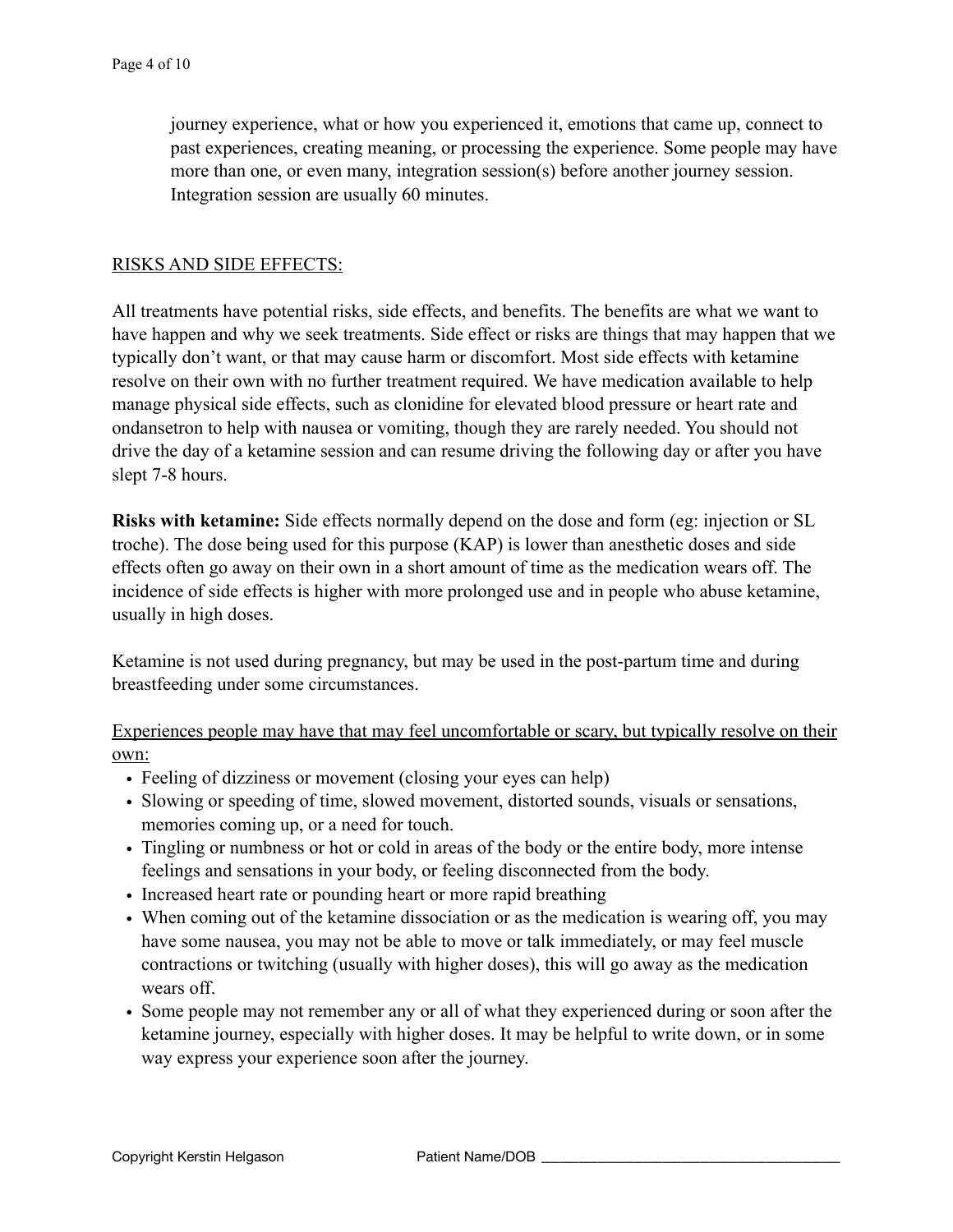journey experience, what or how you experienced it, emotions that came up, connect to past experiences, creating meaning, or processing the experience. Some people may have more than one, or even many, integration session(s) before another journey session. Integration session are usually 60 minutes.

RISKS AND SIDE EFFECTS:

All treatments have potential risks, side effects, and benefits. The benefits are what we want to have happen and why we seek treatments. Side effect or risks are things that may happen that we typically don't want, or that may cause harm or discomfort. Most side effects with ketamine resolve on their own with no further treatment required. We have medication available to help manage physical side effects, such as clonidine for elevated blood pressure or heart rate and ondansetron to help with nausea or vomiting, though they are rarely needed. You should not drive the day of a ketamine session and can resume driving the following day or after you have slept 7-8 hours.

**Risks with ketamine:** Side effects normally depend on the dose and form (eg: injection or SL troche). The dose being used for this purpose (KAP) is lower than anesthetic doses and side effects often go away on their own in a short amount of time as the medication wears off. The incidence of side effects is higher with more prolonged use and in people who abuse ketamine, usually in high doses.

Ketamine is not used during pregnancy, but may be used in the post-partum time and during breastfeeding under some circumstances.

Experiences people may have that may feel uncomfortable or scary, but typically resolve on their own:

- Feeling of dizziness or movement (closing your eyes can help)
- Slowing or speeding of time, slowed movement, distorted sounds, visuals or sensations, memories coming up, or a need for touch.
- Tingling or numbness or hot or cold in areas of the body or the entire body, more intense feelings and sensations in your body, or feeling disconnected from the body.
- Increased heart rate or pounding heart or more rapid breathing
- When coming out of the ketamine dissociation or as the medication is wearing off, you may have some nausea, you may not be able to move or talk immediately, or may feel muscle contractions or twitching (usually with higher doses), this will go away as the medication wears off.
- Some people may not remember any or all of what they experienced during or soon after the ketamine journey, especially with higher doses. It may be helpful to write down, or in some way express your experience soon after the journey.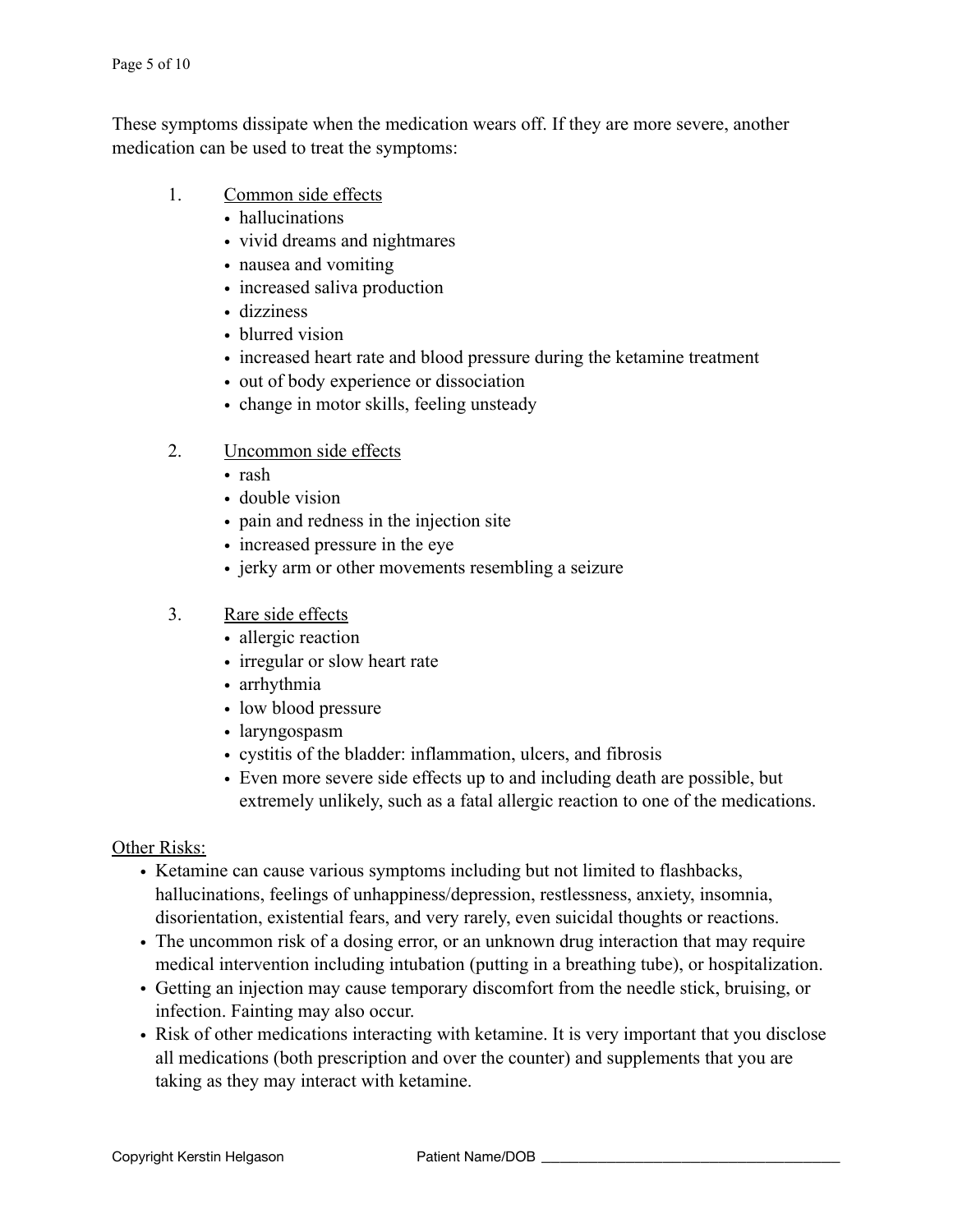These symptoms dissipate when the medication wears off. If they are more severe, another medication can be used to treat the symptoms:

1. <u>Common side effects</u>
   - hallucinations
   - vivid dreams and nightmares
   - nausea and vomiting
   - increased saliva production
   - dizziness
   - blurred vision
   - increased heart rate and blood pressure during the ketamine treatment
   - out of body experience or dissociation
   - change in motor skills, feeling unsteady

2. <u>Uncommon side effects</u>
   - rash
   - double vision
   - pain and redness in the injection site
   - increased pressure in the eye
   - jerky arm or other movements resembling a seizure

3. <u>Rare side effects</u>
   - allergic reaction
   - irregular or slow heart rate
   - arrhythmia
   - low blood pressure
   - laryngospasm
   - cystitis of the bladder: inflammation, ulcers, and fibrosis
   - Even more severe side effects up to and including death are possible, but extremely unlikely, such as a fatal allergic reaction to one of the medications.

<u>Other Risks:</u>

- Ketamine can cause various symptoms including but not limited to flashbacks, hallucinations, feelings of unhappiness/depression, restlessness, anxiety, insomnia, disorientation, existential fears, and very rarely, even suicidal thoughts or reactions.
- The uncommon risk of a dosing error, or an unknown drug interaction that may require medical intervention including intubation (putting in a breathing tube), or hospitalization.
- Getting an injection may cause temporary discomfort from the needle stick, bruising, or infection. Fainting may also occur.
- Risk of other medications interacting with ketamine. It is very important that you disclose all medications (both prescription and over the counter) and supplements that you are taking as they may interact with ketamine.

Copyright Kerstin Helgason    Patient Name/DOB ______________________________________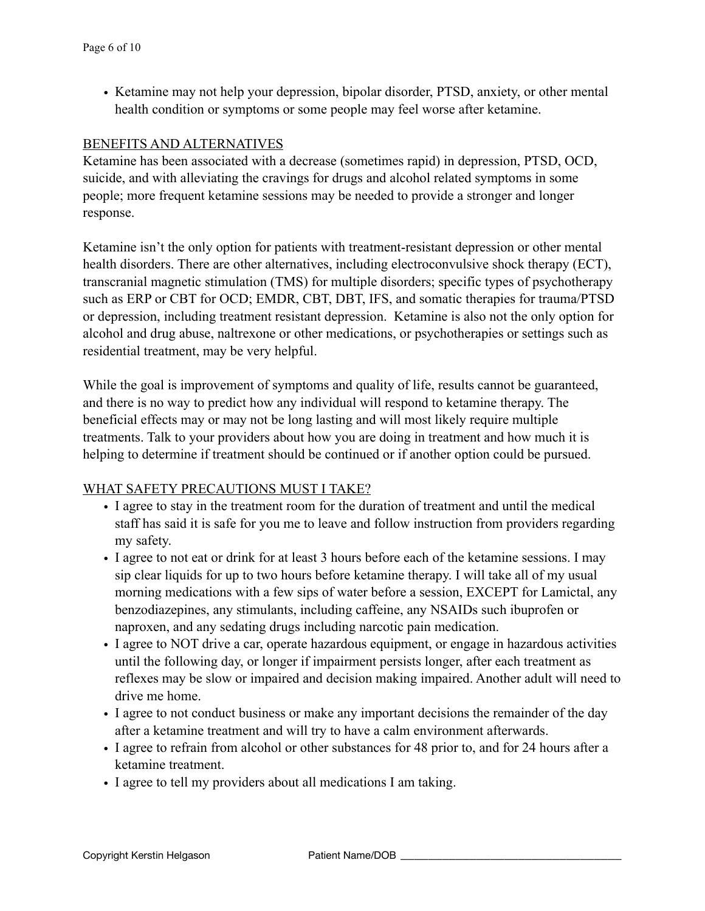- Ketamine may not help your depression, bipolar disorder, PTSD, anxiety, or other mental health condition or symptoms or some people may feel worse after ketamine.

## BENEFITS AND ALTERNATIVES

Ketamine has been associated with a decrease (sometimes rapid) in depression, PTSD, OCD, suicide, and with alleviating the cravings for drugs and alcohol related symptoms in some people; more frequent ketamine sessions may be needed to provide a stronger and longer response.

Ketamine isn't the only option for patients with treatment-resistant depression or other mental health disorders. There are other alternatives, including electroconvulsive shock therapy (ECT), transcranial magnetic stimulation (TMS) for multiple disorders; specific types of psychotherapy such as ERP or CBT for OCD; EMDR, CBT, DBT, IFS, and somatic therapies for trauma/PTSD or depression, including treatment resistant depression. Ketamine is also not the only option for alcohol and drug abuse, naltrexone or other medications, or psychotherapies or settings such as residential treatment, may be very helpful.

While the goal is improvement of symptoms and quality of life, results cannot be guaranteed, and there is no way to predict how any individual will respond to ketamine therapy. The beneficial effects may or may not be long lasting and will most likely require multiple treatments. Talk to your providers about how you are doing in treatment and how much it is helping to determine if treatment should be continued or if another option could be pursued.

## WHAT SAFETY PRECAUTIONS MUST I TAKE?

- I agree to stay in the treatment room for the duration of treatment and until the medical staff has said it is safe for you me to leave and follow instruction from providers regarding my safety.
- I agree to not eat or drink for at least 3 hours before each of the ketamine sessions. I may sip clear liquids for up to two hours before ketamine therapy. I will take all of my usual morning medications with a few sips of water before a session, EXCEPT for Lamictal, any benzodiazepines, any stimulants, including caffeine, any NSAIDs such ibuprofen or naproxen, and any sedating drugs including narcotic pain medication.
- I agree to NOT drive a car, operate hazardous equipment, or engage in hazardous activities until the following day, or longer if impairment persists longer, after each treatment as reflexes may be slow or impaired and decision making impaired. Another adult will need to drive me home.
- I agree to not conduct business or make any important decisions the remainder of the day after a ketamine treatment and will try to have a calm environment afterwards.
- I agree to refrain from alcohol or other substances for 48 prior to, and for 24 hours after a ketamine treatment.
- I agree to tell my providers about all medications I am taking.

Copyright Kerstin Helgason Patient Name/DOB ________________________________________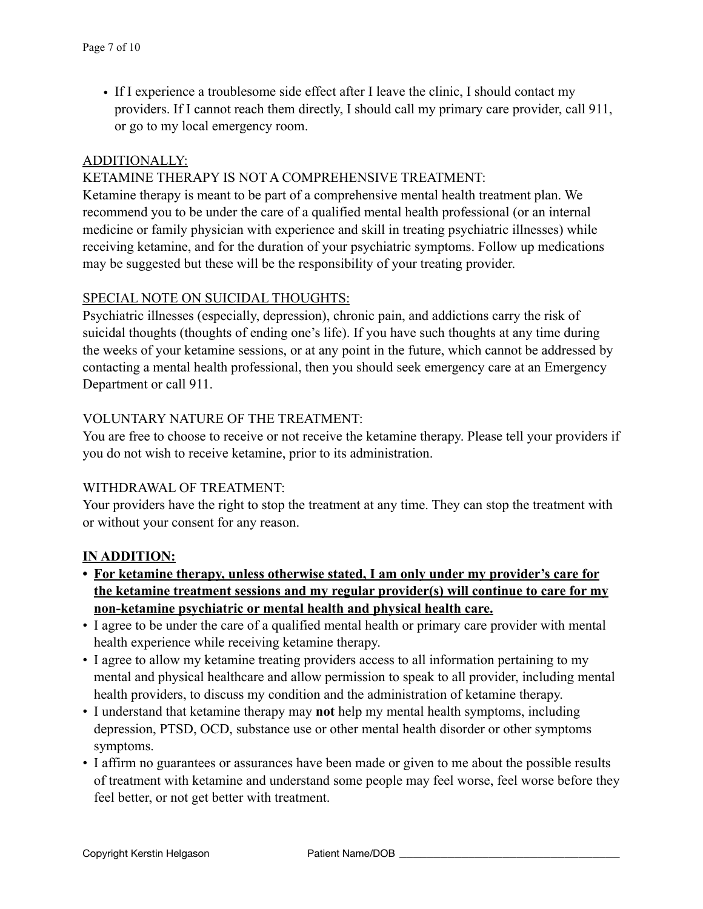- If I experience a troublesome side effect after I leave the clinic, I should contact my providers. If I cannot reach them directly, I should call my primary care provider, call 911, or go to my local emergency room.

ADDITIONALLY:

KETAMINE THERAPY IS NOT A COMPREHENSIVE TREATMENT:

Ketamine therapy is meant to be part of a comprehensive mental health treatment plan. We recommend you to be under the care of a qualified mental health professional (or an internal medicine or family physician with experience and skill in treating psychiatric illnesses) while receiving ketamine, and for the duration of your psychiatric symptoms. Follow up medications may be suggested but these will be the responsibility of your treating provider.

SPECIAL NOTE ON SUICIDAL THOUGHTS:

Psychiatric illnesses (especially, depression), chronic pain, and addictions carry the risk of suicidal thoughts (thoughts of ending one's life). If you have such thoughts at any time during the weeks of your ketamine sessions, or at any point in the future, which cannot be addressed by contacting a mental health professional, then you should seek emergency care at an Emergency Department or call 911.

VOLUNTARY NATURE OF THE TREATMENT:

You are free to choose to receive or not receive the ketamine therapy. Please tell your providers if you do not wish to receive ketamine, prior to its administration.

WITHDRAWAL OF TREATMENT:

Your providers have the right to stop the treatment at any time. They can stop the treatment with or without your consent for any reason.

**IN ADDITION:**

- **For ketamine therapy, unless otherwise stated, I am only under my provider's care for the ketamine treatment sessions and my regular provider(s) will continue to care for my non-ketamine psychiatric or mental health and physical health care.**
- I agree to be under the care of a qualified mental health or primary care provider with mental health experience while receiving ketamine therapy.
- I agree to allow my ketamine treating providers access to all information pertaining to my mental and physical healthcare and allow permission to speak to all provider, including mental health providers, to discuss my condition and the administration of ketamine therapy.
- I understand that ketamine therapy may **not** help my mental health symptoms, including depression, PTSD, OCD, substance use or other mental health disorder or other symptoms symptoms.
- I affirm no guarantees or assurances have been made or given to me about the possible results of treatment with ketamine and understand some people may feel worse, feel worse before they feel better, or not get better with treatment.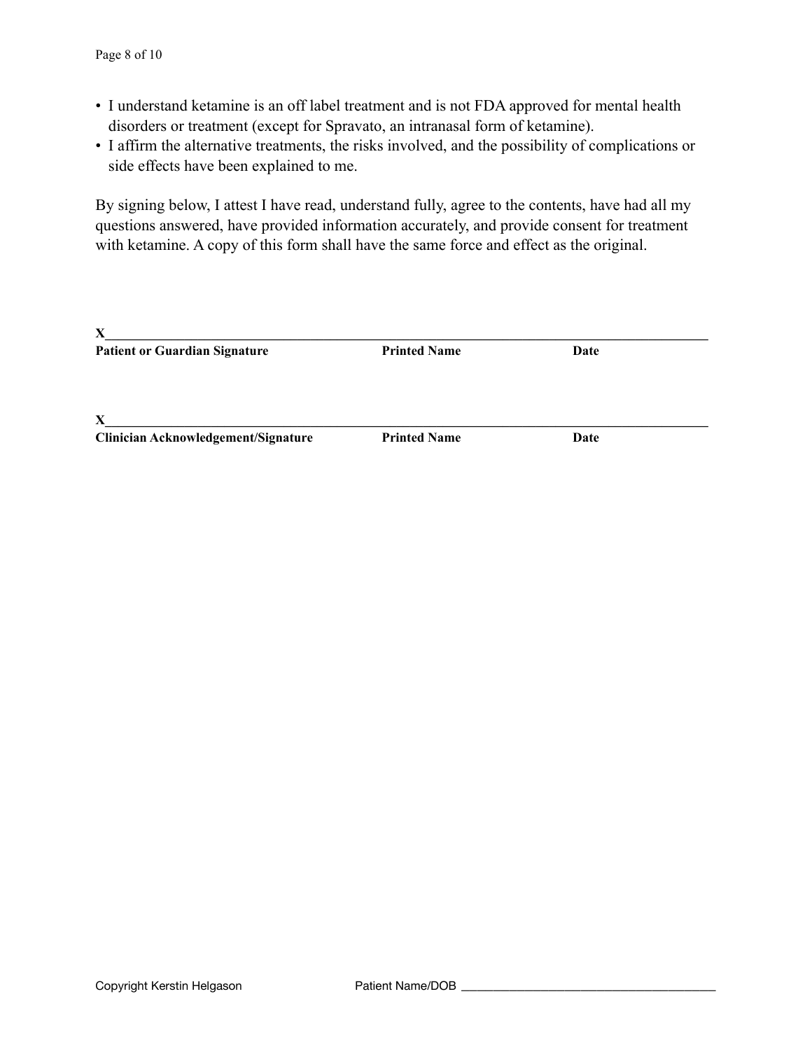- I understand ketamine is an off label treatment and is not FDA approved for mental health disorders or treatment (except for Spravato, an intranasal form of ketamine).
- I affirm the alternative treatments, the risks involved, and the possibility of complications or side effects have been explained to me.

By signing below, I attest I have read, understand fully, agree to the contents, have had all my questions answered, have provided information accurately, and provide consent for treatment with ketamine. A copy of this form shall have the same force and effect as the original.

X_____________________________________________________________________________

**Patient or Guardian Signature** **Printed Name** **Date**

X_____________________________________________________________________________

**Clinician Acknowledgement/Signature** **Printed Name** **Date**

Copyright Kerstin Helgason Patient Name/DOB ________________________________________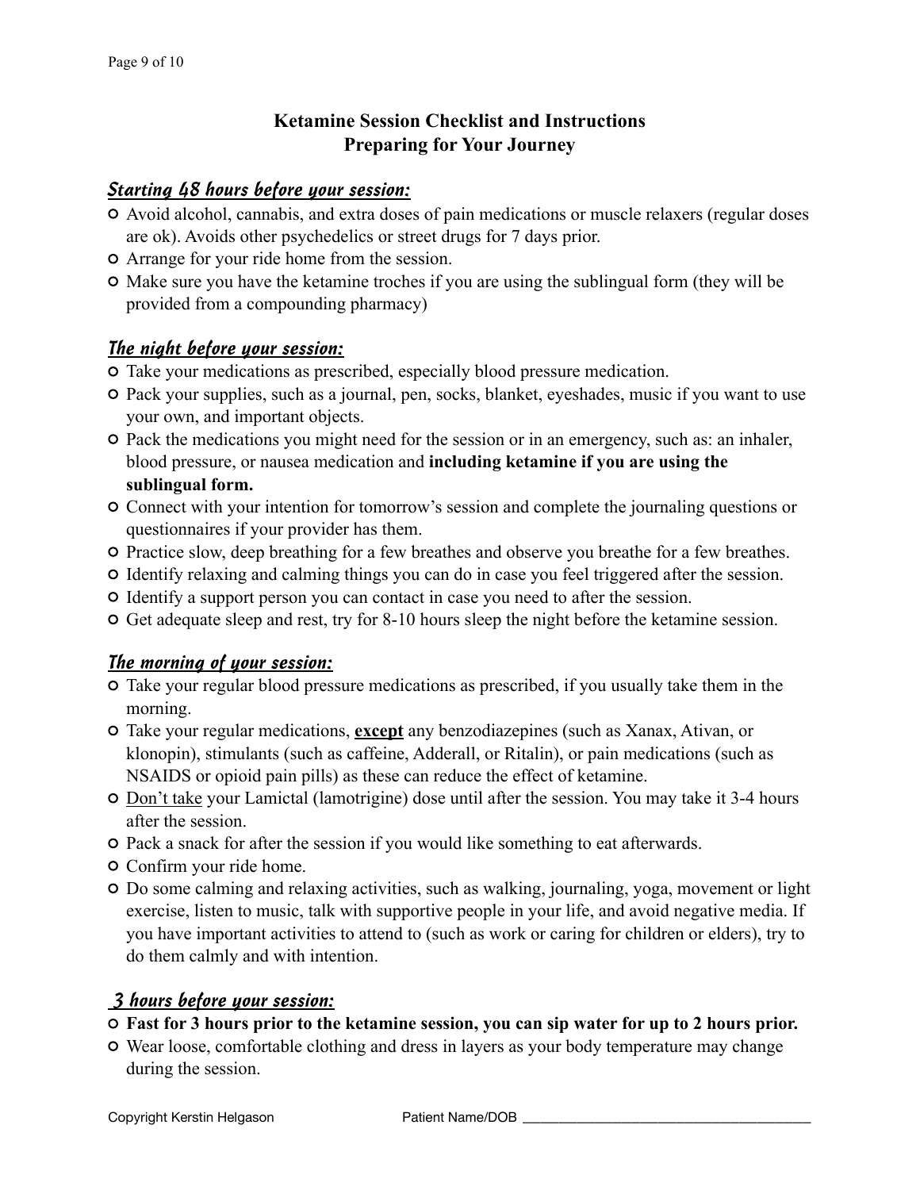# Ketamine Session Checklist and Instructions
## Preparing for Your Journey

### Starting 48 hours before your session:

- Avoid alcohol, cannabis, and extra doses of pain medications or muscle relaxers (regular doses are ok). Avoids other psychedelics or street drugs for 7 days prior.
- Arrange for your ride home from the session.
- Make sure you have the ketamine troches if you are using the sublingual form (they will be provided from a compounding pharmacy)

### The night before your session:

- Take your medications as prescribed, especially blood pressure medication.
- Pack your supplies, such as a journal, pen, socks, blanket, eyeshades, music if you want to use your own, and important objects.
- Pack the medications you might need for the session or in an emergency, such as: an inhaler, blood pressure, or nausea medication and **including ketamine if you are using the sublingual form.**
- Connect with your intention for tomorrow's session and complete the journaling questions or questionnaires if your provider has them.
- Practice slow, deep breathing for a few breathes and observe you breathe for a few breathes.
- Identify relaxing and calming things you can do in case you feel triggered after the session.
- Identify a support person you can contact in case you need to after the session.
- Get adequate sleep and rest, try for 8-10 hours sleep the night before the ketamine session.

### The morning of your session:

- Take your regular blood pressure medications as prescribed, if you usually take them in the morning.
- Take your regular medications, **<u>except</u>** any benzodiazepines (such as Xanax, Ativan, or klonopin), stimulants (such as caffeine, Adderall, or Ritalin), or pain medications (such as NSAIDS or opioid pain pills) as these can reduce the effect of ketamine.
- <u>Don't take</u> your Lamictal (lamotrigine) dose until after the session. You may take it 3-4 hours after the session.
- Pack a snack for after the session if you would like something to eat afterwards.
- Confirm your ride home.
- Do some calming and relaxing activities, such as walking, journaling, yoga, movement or light exercise, listen to music, talk with supportive people in your life, and avoid negative media. If you have important activities to attend to (such as work or caring for children or elders), try to do them calmly and with intention.

### 3 hours before your session:

- **Fast for 3 hours prior to the ketamine session, you can sip water for up to 2 hours prior.**
- Wear loose, comfortable clothing and dress in layers as your body temperature may change during the session.

Copyright Kerstin Helgason Patient Name/DOB ______________________________________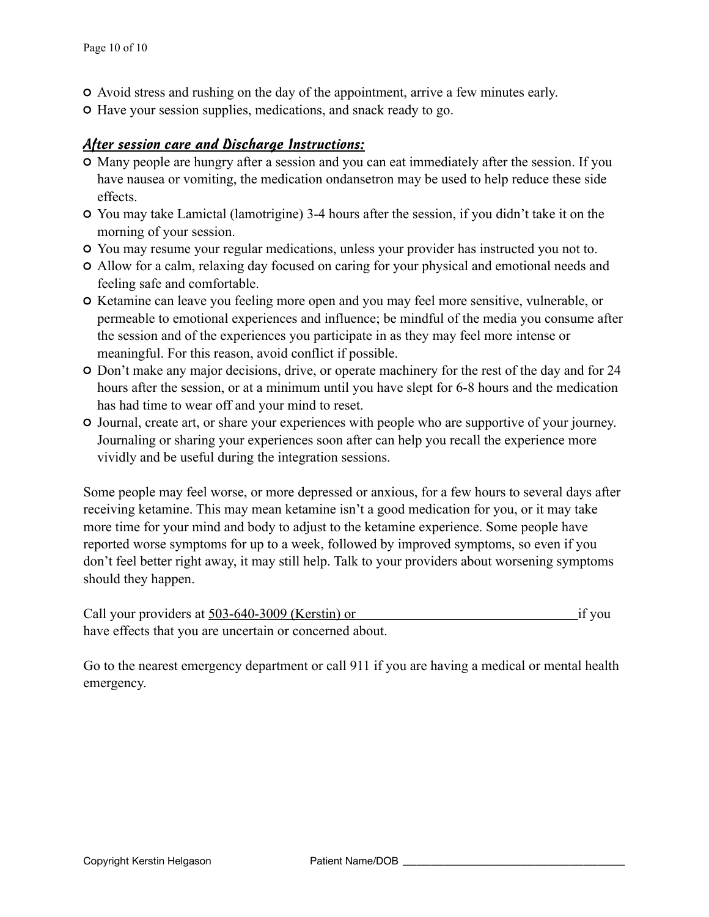- Avoid stress and rushing on the day of the appointment, arrive a few minutes early.
- Have your session supplies, medications, and snack ready to go.

## *After session care and Discharge Instructions:*

- Many people are hungry after a session and you can eat immediately after the session. If you have nausea or vomiting, the medication ondansetron may be used to help reduce these side effects.
- You may take Lamictal (lamotrigine) 3-4 hours after the session, if you didn't take it on the morning of your session.
- You may resume your regular medications, unless your provider has instructed you not to.
- Allow for a calm, relaxing day focused on caring for your physical and emotional needs and feeling safe and comfortable.
- Ketamine can leave you feeling more open and you may feel more sensitive, vulnerable, or permeable to emotional experiences and influence; be mindful of the media you consume after the session and of the experiences you participate in as they may feel more intense or meaningful. For this reason, avoid conflict if possible.
- Don't make any major decisions, drive, or operate machinery for the rest of the day and for 24 hours after the session, or at a minimum until you have slept for 6-8 hours and the medication has had time to wear off and your mind to reset.
- Journal, create art, or share your experiences with people who are supportive of your journey. Journaling or sharing your experiences soon after can help you recall the experience more vividly and be useful during the integration sessions.

Some people may feel worse, or more depressed or anxious, for a few hours to several days after receiving ketamine. This may mean ketamine isn't a good medication for you, or it may take more time for your mind and body to adjust to the ketamine experience. Some people have reported worse symptoms for up to a week, followed by improved symptoms, so even if you don't feel better right away, it may still help. Talk to your providers about worsening symptoms should they happen.

Call your providers at 503-640-3009 (Kerstin) or ________________________________ if you have effects that you are uncertain or concerned about.

Go to the nearest emergency department or call 911 if you are having a medical or mental health emergency.

Copyright Kerstin Helgason     Patient Name/DOB ______________________________________